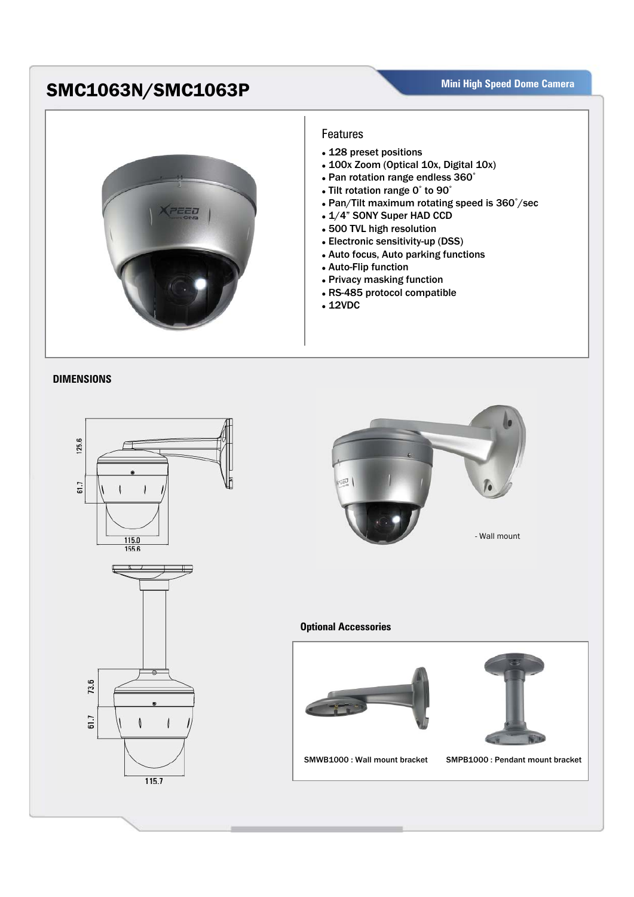# SMC1063N/SMC1063P

Mini High Speed Dome Camera

## Features

- 128 preset positions
- 100x Zoom (Optical 10x, Digital 10x)
- Pan rotation range endless 360˚
- Tilt rotation range 0˚ to 90˚
- Pan/Tilt maximum rotating speed is 360˚/sec
- 1/4" SONY Super HAD CCD
- 500 TVL high resolution
- Electronic sensitivity-up (DSS)
- Auto focus, Auto parking functions
- Auto-Flip function
- Privacy masking function
- RS-485 protocol compatible
- 12VDC

## DIMENSIONS

125.6
61.7
115.0
155.6

73.6
61.7
115.7

- Wall mount

### Optional Accessories

SMWB1000 : Wall mount bracket

SMPB1000 : Pendant mount bracket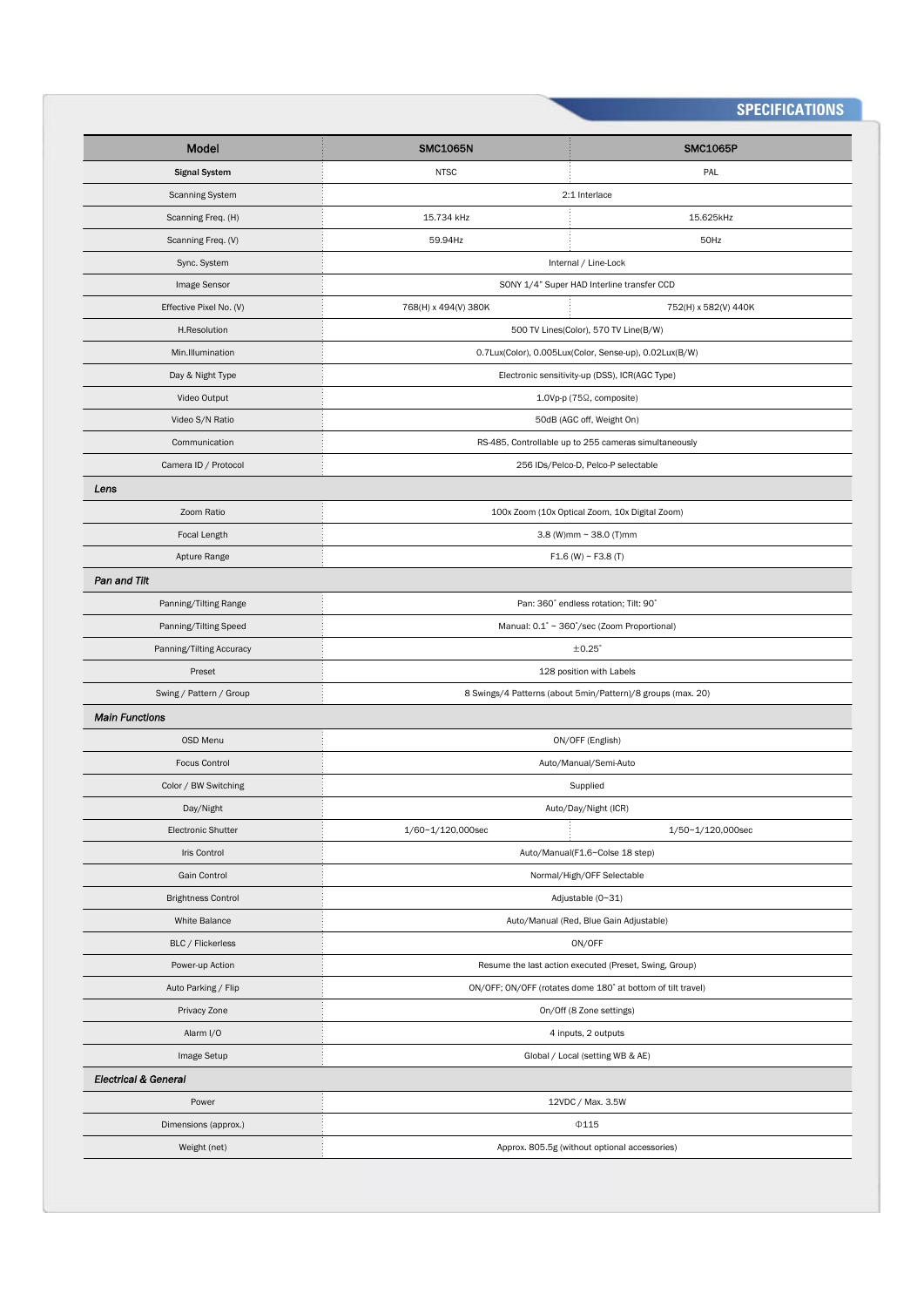## SPECIFICATIONS

| Model | SMC1065N | SMC1065P |
|---|---|---|
| **Signal System** | NTSC | PAL |
| Scanning System | 2:1 Interlace | |
| Scanning Freq. (H) | 15.734 kHz | 15.625kHz |
| Scanning Freq. (V) | 59.94Hz | 50Hz |
| Sync. System | Internal / Line-Lock | |
| Image Sensor | SONY 1/4" Super HAD Interline transfer CCD | |
| Effective Pixel No. (V) | 768(H) x 494(V) 380K | 752(H) x 582(V) 440K |
| H.Resolution | 500 TV Lines(Color), 570 TV Line(B/W) | |
| Min.Illumination | 0.7Lux(Color), 0.005Lux(Color, Sense-up), 0.02Lux(B/W) | |
| Day & Night Type | Electronic sensitivity-up (DSS), ICR(AGC Type) | |
| Video Output | 1.0Vp-p (75Ω, composite) | |
| Video S/N Ratio | 50dB (AGC off, Weight On) | |
| Communication | RS-485, Controllable up to 255 cameras simultaneously | |
| Camera ID / Protocol | 256 IDs/Pelco-D, Pelco-P selectable | |
| ***Lens*** | | |
| Zoom Ratio | 100x Zoom (10x Optical Zoom, 10x Digital Zoom) | |
| Focal Length | 3.8 (W)mm ~ 38.0 (T)mm | |
| Apture Range | F1.6 (W) ~ F3.8 (T) | |
| ***Pan and Tilt*** | | |
| Panning/Tilting Range | Pan: 360˚ endless rotation; Tilt: 90˚ | |
| Panning/Tilting Speed | Manual: 0.1˚ ~ 360˚/sec (Zoom Proportional) | |
| Panning/Tilting Accuracy | ±0.25˚ | |
| Preset | 128 position with Labels | |
| Swing / Pattern / Group | 8 Swings/4 Patterns (about 5min/Pattern)/8 groups (max. 20) | |
| ***Main Functions*** | | |
| OSD Menu | ON/OFF (English) | |
| Focus Control | Auto/Manual/Semi-Auto | |
| Color / BW Switching | Supplied | |
| Day/Night | Auto/Day/Night (ICR) | |
| Electronic Shutter | 1/60~1/120,000sec | 1/50~1/120,000sec |
| Iris Control | Auto/Manual(F1.6~Colse 18 step) | |
| Gain Control | Normal/High/OFF Selectable | |
| Brightness Control | Adjustable (0~31) | |
| White Balance | Auto/Manual (Red, Blue Gain Adjustable) | |
| BLC / Flickerless | ON/OFF | |
| Power-up Action | Resume the last action executed (Preset, Swing, Group) | |
| Auto Parking / Flip | ON/OFF; ON/OFF (rotates dome 180˚ at bottom of tilt travel) | |
| Privacy Zone | On/Off (8 Zone settings) | |
| Alarm I/O | 4 inputs, 2 outputs | |
| Image Setup | Global / Local (setting WB & AE) | |
| ***Electrical & General*** | | |
| Power | 12VDC / Max. 3.5W | |
| Dimensions (approx.) | Φ115 | |
| Weight (net) | Approx. 805.5g (without optional accessories) | |